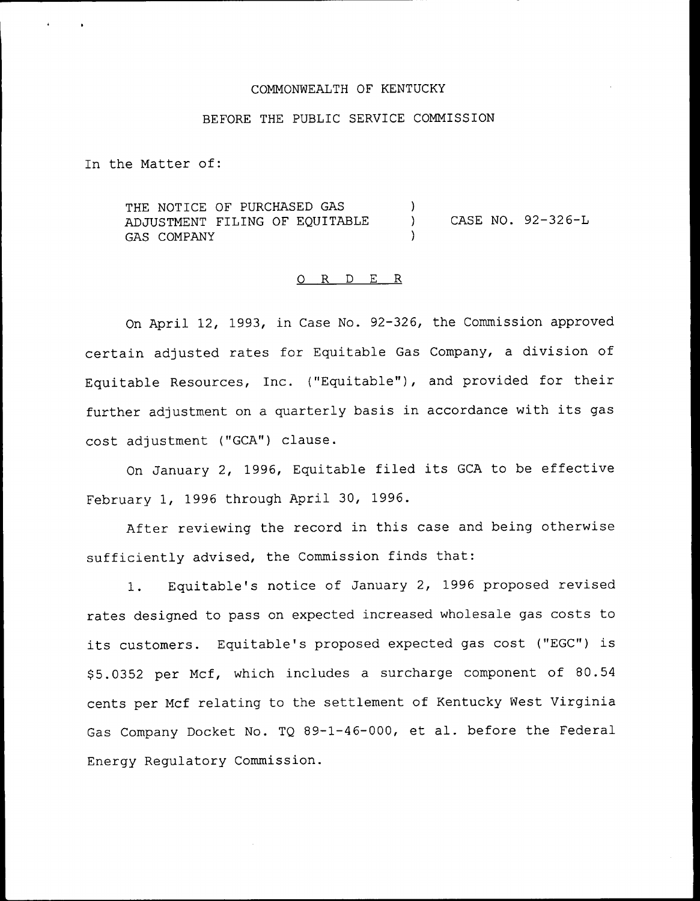COMMONWEALTH OF KENTUCKY

BEFORE THE PUBLIC SERVICE COMMISSION

In the Matter of:

| | | |
|---|---|---|
| THE NOTICE OF PURCHASED GAS ADJUSTMENT FILING OF EQUITABLE GAS COMPANY | ) ) ) | CASE NO. 92-326-L |

## O R D E R

On April 12, 1993, in Case No. 92-326, the Commission approved certain adjusted rates for Equitable Gas Company, a division of Equitable Resources, Inc. ("Equitable"), and provided for their further adjustment on a quarterly basis in accordance with its gas cost adjustment ("GCA") clause.

On January 2, 1996, Equitable filed its GCA to be effective February 1, 1996 through April 30, 1996.

After reviewing the record in this case and being otherwise sufficiently advised, the Commission finds that:

1. Equitable's notice of January 2, 1996 proposed revised rates designed to pass on expected increased wholesale gas costs to its customers. Equitable's proposed expected gas cost ("EGC") is $5.0352 per Mcf, which includes a surcharge component of 80.54 cents per Mcf relating to the settlement of Kentucky West Virginia Gas Company Docket No. TQ 89-1-46-000, et al. before the Federal Energy Regulatory Commission.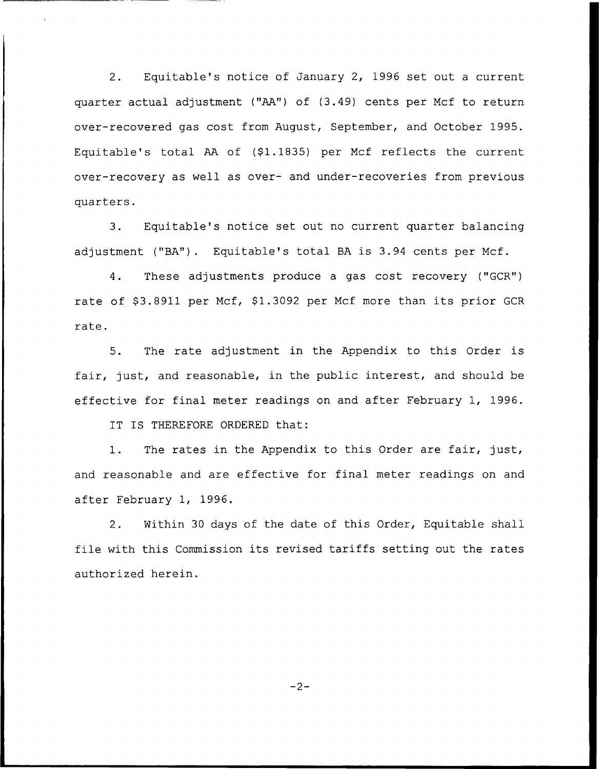2. Equitable's notice of January 2, 1996 set out a current quarter actual adjustment ("AA") of (3.49) cents per Mcf to return over-recovered gas cost from August, September, and October 1995. Equitable's total AA of ($1.1835) per Mcf reflects the current over-recovery as well as over- and under-recoveries from previous quarters.

3. Equitable's notice set out no current quarter balancing adjustment ("BA"). Equitable's total BA is 3.94 cents per Mcf.

4. These adjustments produce a gas cost recovery ("GCR") rate of $3.8911 per Mcf, $1.3092 per Mcf more than its prior GCR rate.

5. The rate adjustment in the Appendix to this Order is fair, just, and reasonable, in the public interest, and should be effective for final meter readings on and after February 1, 1996.

IT IS THEREFORE ORDERED that:

1. The rates in the Appendix to this Order are fair, just, and reasonable and are effective for final meter readings on and after February 1, 1996.

2. Within 30 days of the date of this Order, Equitable shall file with this Commission its revised tariffs setting out the rates authorized herein.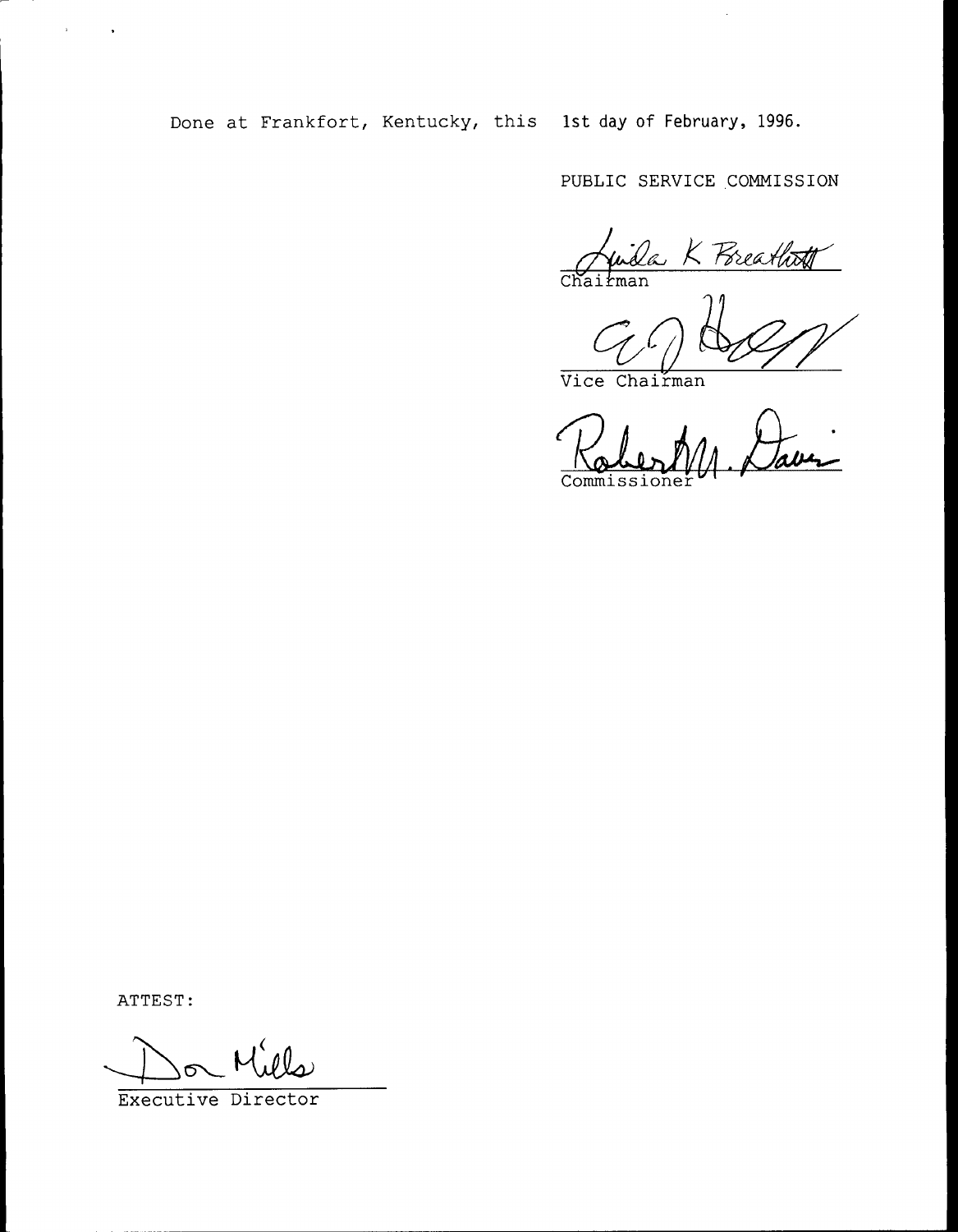Done at Frankfort, Kentucky, this 1st day of February, 1996.

PUBLIC SERVICE COMMISSION

Linda K Breathitt
Chairman

Vice Chairman

Robert M. Davis
Commissioner

ATTEST:

Don Mills
Executive Director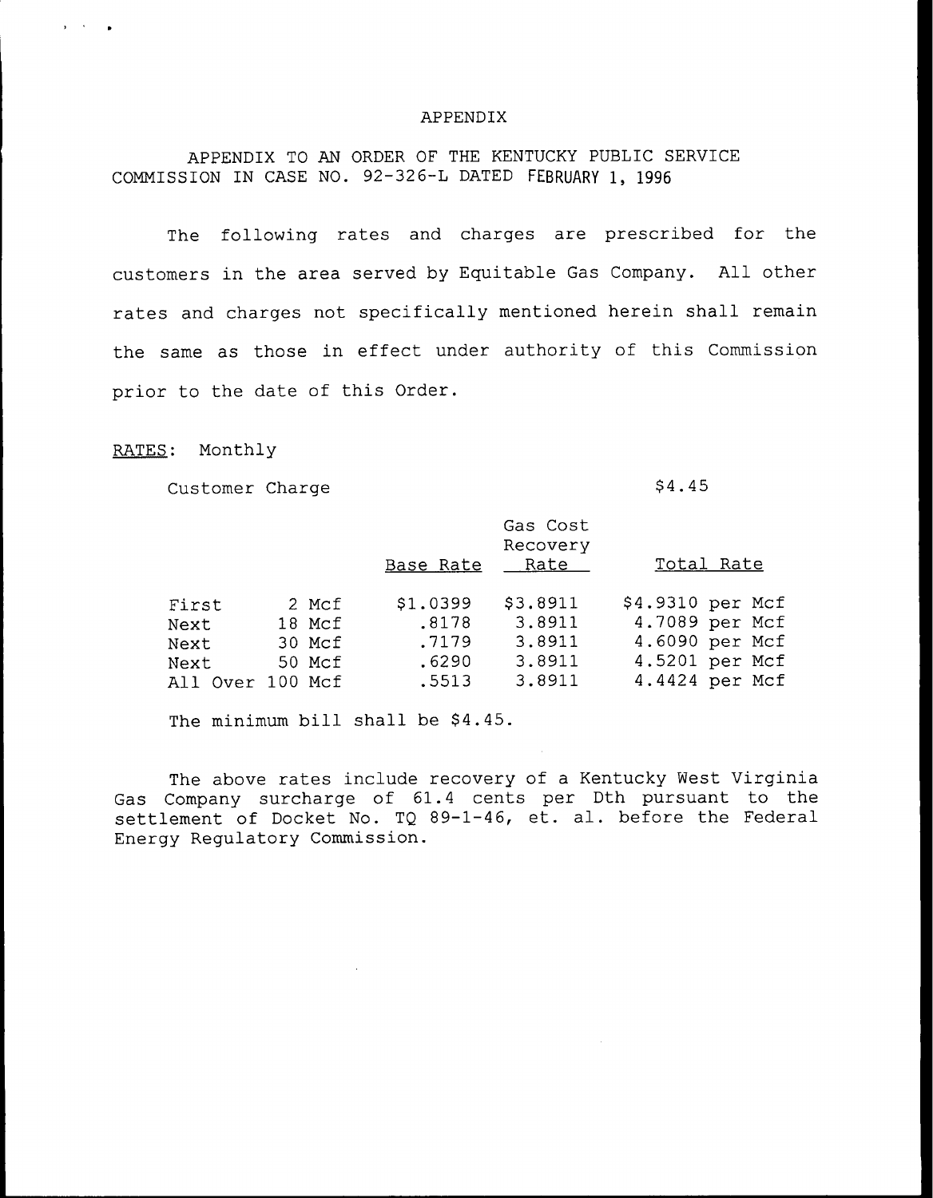# APPENDIX

APPENDIX TO AN ORDER OF THE KENTUCKY PUBLIC SERVICE COMMISSION IN CASE NO. 92-326-L DATED FEBRUARY 1, 1996

The following rates and charges are prescribed for the customers in the area served by Equitable Gas Company. All other rates and charges not specifically mentioned herein shall remain the same as those in effect under authority of this Commission prior to the date of this Order.

RATES: Monthly

Customer Charge $4.45

| | | Base Rate | Gas Cost Recovery Rate | Total Rate |
|---|---|---|---|---|
| First | 2 Mcf | $1.0399 | $3.8911 | $4.9310 per Mcf |
| Next | 18 Mcf | .8178 | 3.8911 | 4.7089 per Mcf |
| Next | 30 Mcf | .7179 | 3.8911 | 4.6090 per Mcf |
| Next | 50 Mcf | .6290 | 3.8911 | 4.5201 per Mcf |
| All Over | 100 Mcf | .5513 | 3.8911 | 4.4424 per Mcf |

The minimum bill shall be $4.45.

The above rates include recovery of a Kentucky West Virginia Gas Company surcharge of 61.4 cents per Dth pursuant to the settlement of Docket No. TQ 89-1-46, et. al. before the Federal Energy Regulatory Commission.